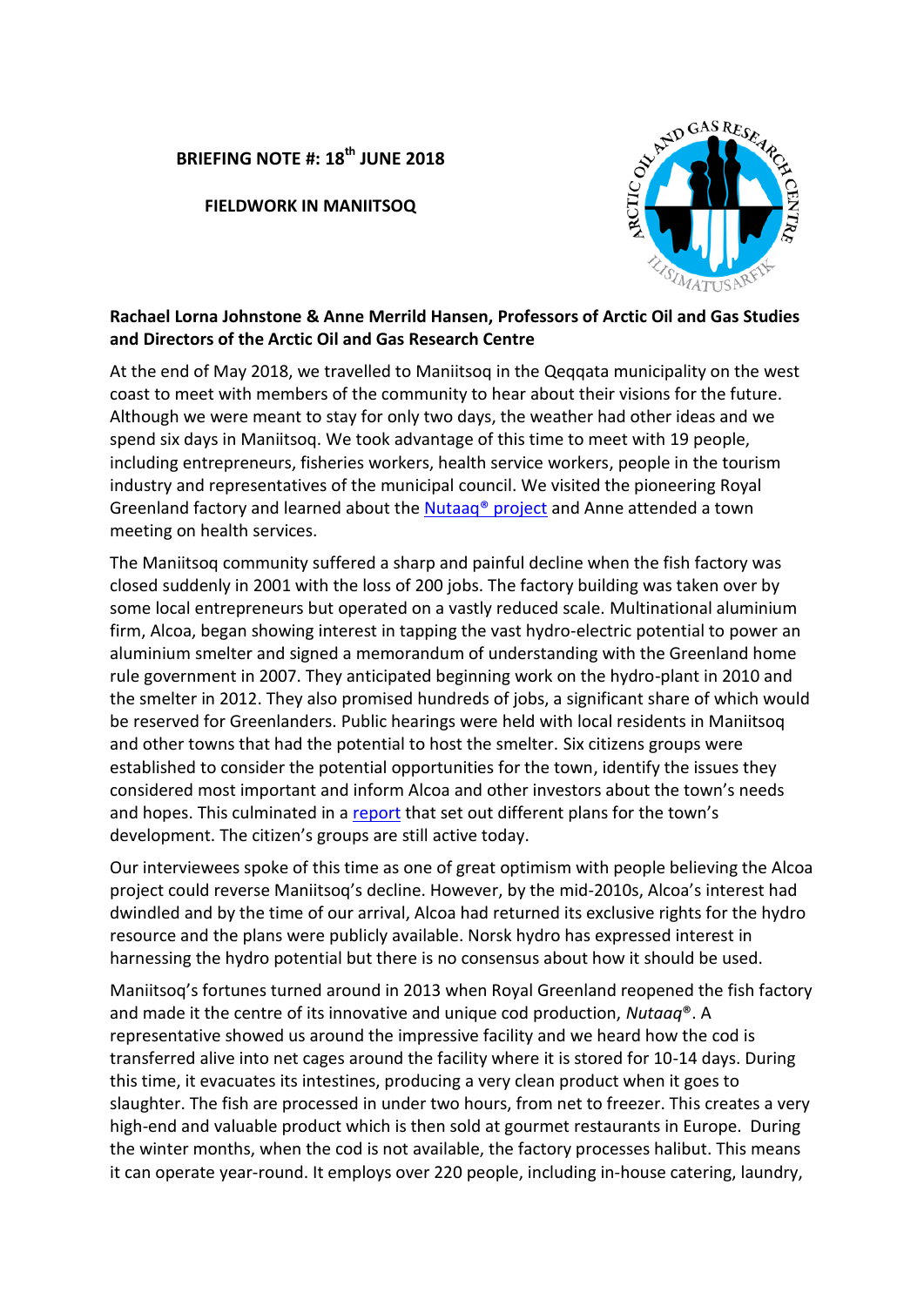**BRIEFING NOTE #: 18th JUNE 2018**

**FIELDWORK IN MANIITSOQ**

**Rachael Lorna Johnstone & Anne Merrild Hansen, Professors of Arctic Oil and Gas Studies and Directors of the Arctic Oil and Gas Research Centre**

At the end of May 2018, we travelled to Maniitsoq in the Qeqqata municipality on the west coast to meet with members of the community to hear about their visions for the future. Although we were meant to stay for only two days, the weather had other ideas and we spend six days in Maniitsoq. We took advantage of this time to meet with 19 people, including entrepreneurs, fisheries workers, health service workers, people in the tourism industry and representatives of the municipal council. We visited the pioneering Royal Greenland factory and learned about the Nutaaq® project and Anne attended a town meeting on health services.

The Maniitsoq community suffered a sharp and painful decline when the fish factory was closed suddenly in 2001 with the loss of 200 jobs. The factory building was taken over by some local entrepreneurs but operated on a vastly reduced scale. Multinational aluminium firm, Alcoa, began showing interest in tapping the vast hydro-electric potential to power an aluminium smelter and signed a memorandum of understanding with the Greenland home rule government in 2007. They anticipated beginning work on the hydro-plant in 2010 and the smelter in 2012. They also promised hundreds of jobs, a significant share of which would be reserved for Greenlanders. Public hearings were held with local residents in Maniitsoq and other towns that had the potential to host the smelter. Six citizens groups were established to consider the potential opportunities for the town, identify the issues they considered most important and inform Alcoa and other investors about the town's needs and hopes. This culminated in a report that set out different plans for the town's development. The citizen's groups are still active today.

Our interviewees spoke of this time as one of great optimism with people believing the Alcoa project could reverse Maniitsoq's decline. However, by the mid-2010s, Alcoa's interest had dwindled and by the time of our arrival, Alcoa had returned its exclusive rights for the hydro resource and the plans were publicly available. Norsk hydro has expressed interest in harnessing the hydro potential but there is no consensus about how it should be used.

Maniitsoq's fortunes turned around in 2013 when Royal Greenland reopened the fish factory and made it the centre of its innovative and unique cod production, *Nutaaq*®. A representative showed us around the impressive facility and we heard how the cod is transferred alive into net cages around the facility where it is stored for 10-14 days. During this time, it evacuates its intestines, producing a very clean product when it goes to slaughter. The fish are processed in under two hours, from net to freezer. This creates a very high-end and valuable product which is then sold at gourmet restaurants in Europe. During the winter months, when the cod is not available, the factory processes halibut. This means it can operate year-round. It employs over 220 people, including in-house catering, laundry,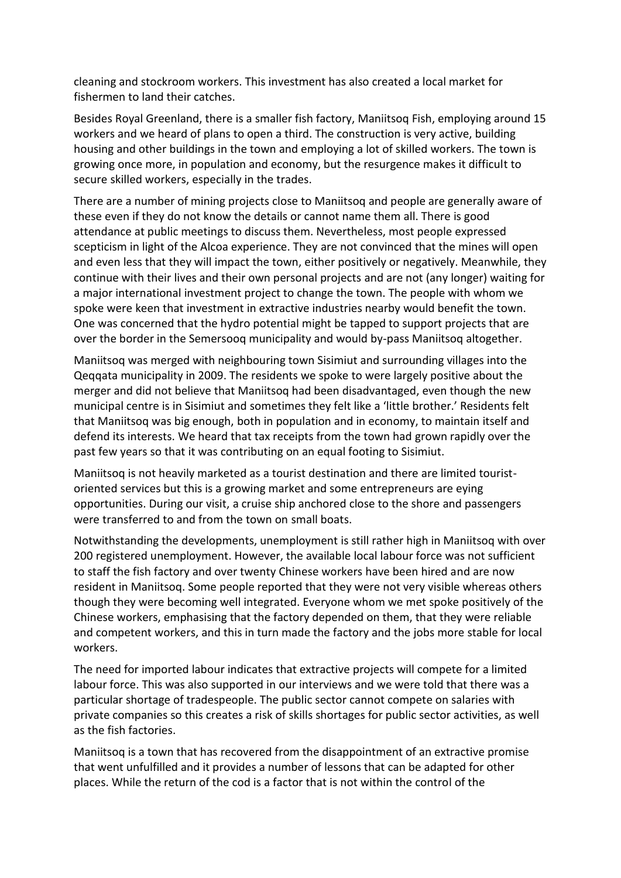cleaning and stockroom workers. This investment has also created a local market for fishermen to land their catches.

Besides Royal Greenland, there is a smaller fish factory, Maniitsoq Fish, employing around 15 workers and we heard of plans to open a third. The construction is very active, building housing and other buildings in the town and employing a lot of skilled workers. The town is growing once more, in population and economy, but the resurgence makes it difficult to secure skilled workers, especially in the trades.

There are a number of mining projects close to Maniitsoq and people are generally aware of these even if they do not know the details or cannot name them all. There is good attendance at public meetings to discuss them. Nevertheless, most people expressed scepticism in light of the Alcoa experience. They are not convinced that the mines will open and even less that they will impact the town, either positively or negatively. Meanwhile, they continue with their lives and their own personal projects and are not (any longer) waiting for a major international investment project to change the town. The people with whom we spoke were keen that investment in extractive industries nearby would benefit the town. One was concerned that the hydro potential might be tapped to support projects that are over the border in the Semersooq municipality and would by-pass Maniitsoq altogether.

Maniitsoq was merged with neighbouring town Sisimiut and surrounding villages into the Qeqqata municipality in 2009. The residents we spoke to were largely positive about the merger and did not believe that Maniitsoq had been disadvantaged, even though the new municipal centre is in Sisimiut and sometimes they felt like a 'little brother.' Residents felt that Maniitsoq was big enough, both in population and in economy, to maintain itself and defend its interests. We heard that tax receipts from the town had grown rapidly over the past few years so that it was contributing on an equal footing to Sisimiut.

Maniitsoq is not heavily marketed as a tourist destination and there are limited tourist-oriented services but this is a growing market and some entrepreneurs are eying opportunities. During our visit, a cruise ship anchored close to the shore and passengers were transferred to and from the town on small boats.

Notwithstanding the developments, unemployment is still rather high in Maniitsoq with over 200 registered unemployment. However, the available local labour force was not sufficient to staff the fish factory and over twenty Chinese workers have been hired and are now resident in Maniitsoq. Some people reported that they were not very visible whereas others though they were becoming well integrated. Everyone whom we met spoke positively of the Chinese workers, emphasising that the factory depended on them, that they were reliable and competent workers, and this in turn made the factory and the jobs more stable for local workers.

The need for imported labour indicates that extractive projects will compete for a limited labour force. This was also supported in our interviews and we were told that there was a particular shortage of tradespeople. The public sector cannot compete on salaries with private companies so this creates a risk of skills shortages for public sector activities, as well as the fish factories.

Maniitsoq is a town that has recovered from the disappointment of an extractive promise that went unfulfilled and it provides a number of lessons that can be adapted for other places. While the return of the cod is a factor that is not within the control of the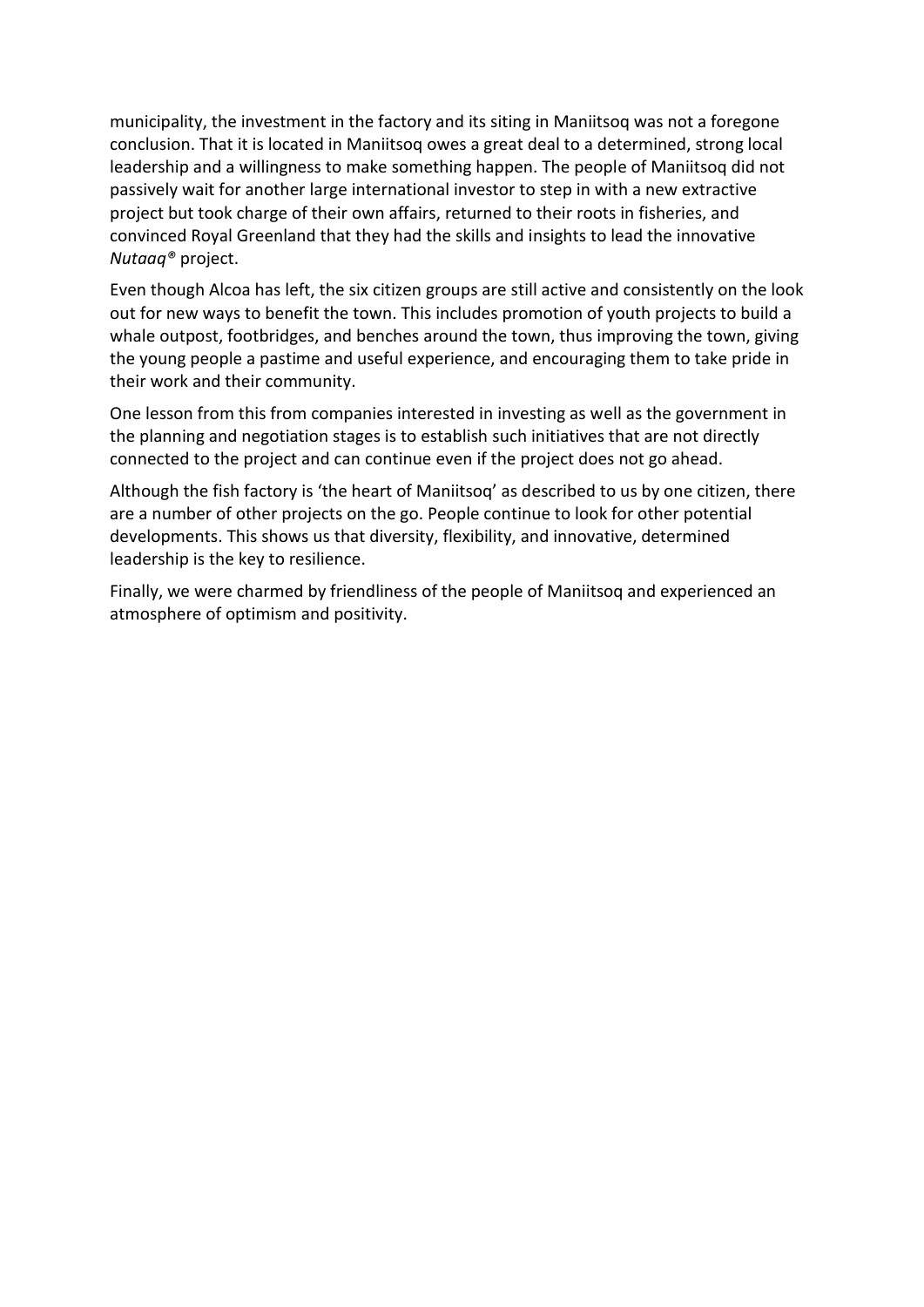municipality, the investment in the factory and its siting in Maniitsoq was not a foregone conclusion. That it is located in Maniitsoq owes a great deal to a determined, strong local leadership and a willingness to make something happen. The people of Maniitsoq did not passively wait for another large international investor to step in with a new extractive project but took charge of their own affairs, returned to their roots in fisheries, and convinced Royal Greenland that they had the skills and insights to lead the innovative *Nutaaq®* project.

Even though Alcoa has left, the six citizen groups are still active and consistently on the look out for new ways to benefit the town. This includes promotion of youth projects to build a whale outpost, footbridges, and benches around the town, thus improving the town, giving the young people a pastime and useful experience, and encouraging them to take pride in their work and their community.

One lesson from this from companies interested in investing as well as the government in the planning and negotiation stages is to establish such initiatives that are not directly connected to the project and can continue even if the project does not go ahead.

Although the fish factory is 'the heart of Maniitsoq' as described to us by one citizen, there are a number of other projects on the go. People continue to look for other potential developments. This shows us that diversity, flexibility, and innovative, determined leadership is the key to resilience.

Finally, we were charmed by friendliness of the people of Maniitsoq and experienced an atmosphere of optimism and positivity.